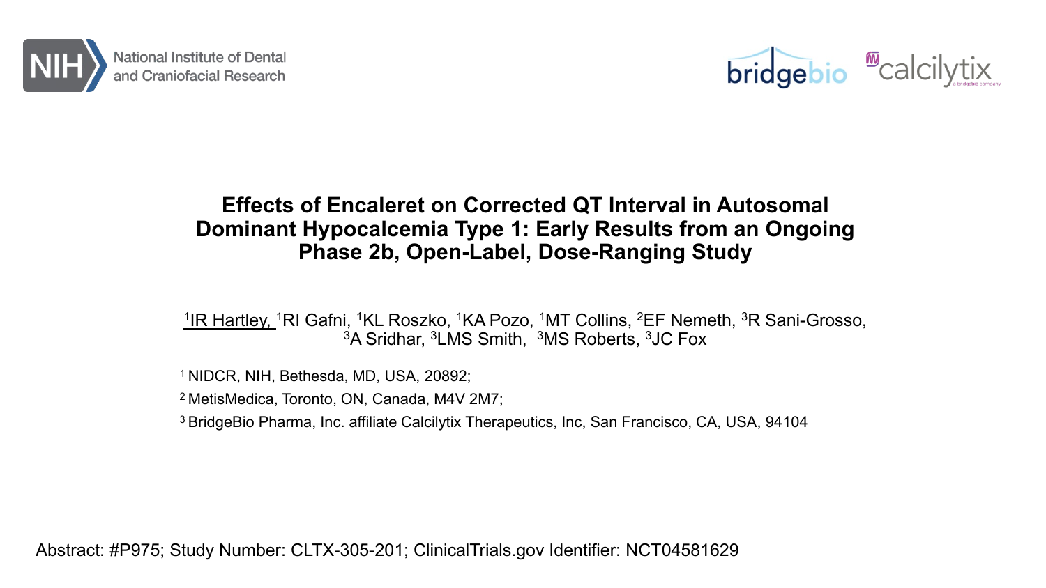National Institute of Dental and Craniofacial Research

bridgebio | calcilytix a bridgebio company

# Effects of Encaleret on Corrected QT Interval in Autosomal Dominant Hypocalcemia Type 1: Early Results from an Ongoing Phase 2b, Open-Label, Dose-Ranging Study

[1]IR Hartley, [1]RI Gafni, [1]KL Roszko, [1]KA Pozo, [1]MT Collins, [2]EF Nemeth, [3]R Sani-Grosso, [3]A Sridhar, [3]LMS Smith, [3]MS Roberts, [3]JC Fox

[1] NIDCR, NIH, Bethesda, MD, USA, 20892;

[2] MetisMedica, Toronto, ON, Canada, M4V 2M7;

[3] BridgeBio Pharma, Inc. affiliate Calcilytix Therapeutics, Inc, San Francisco, CA, USA, 94104

Abstract: #P975; Study Number: CLTX-305-201; ClinicalTrials.gov Identifier: NCT04581629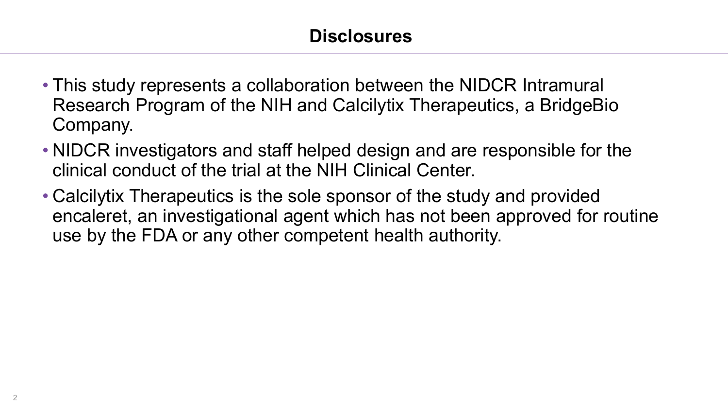# Disclosures

- This study represents a collaboration between the NIDCR Intramural Research Program of the NIH and Calcilytix Therapeutics, a BridgeBio Company.
- NIDCR investigators and staff helped design and are responsible for the clinical conduct of the trial at the NIH Clinical Center.
- Calcilytix Therapeutics is the sole sponsor of the study and provided encaleret, an investigational agent which has not been approved for routine use by the FDA or any other competent health authority.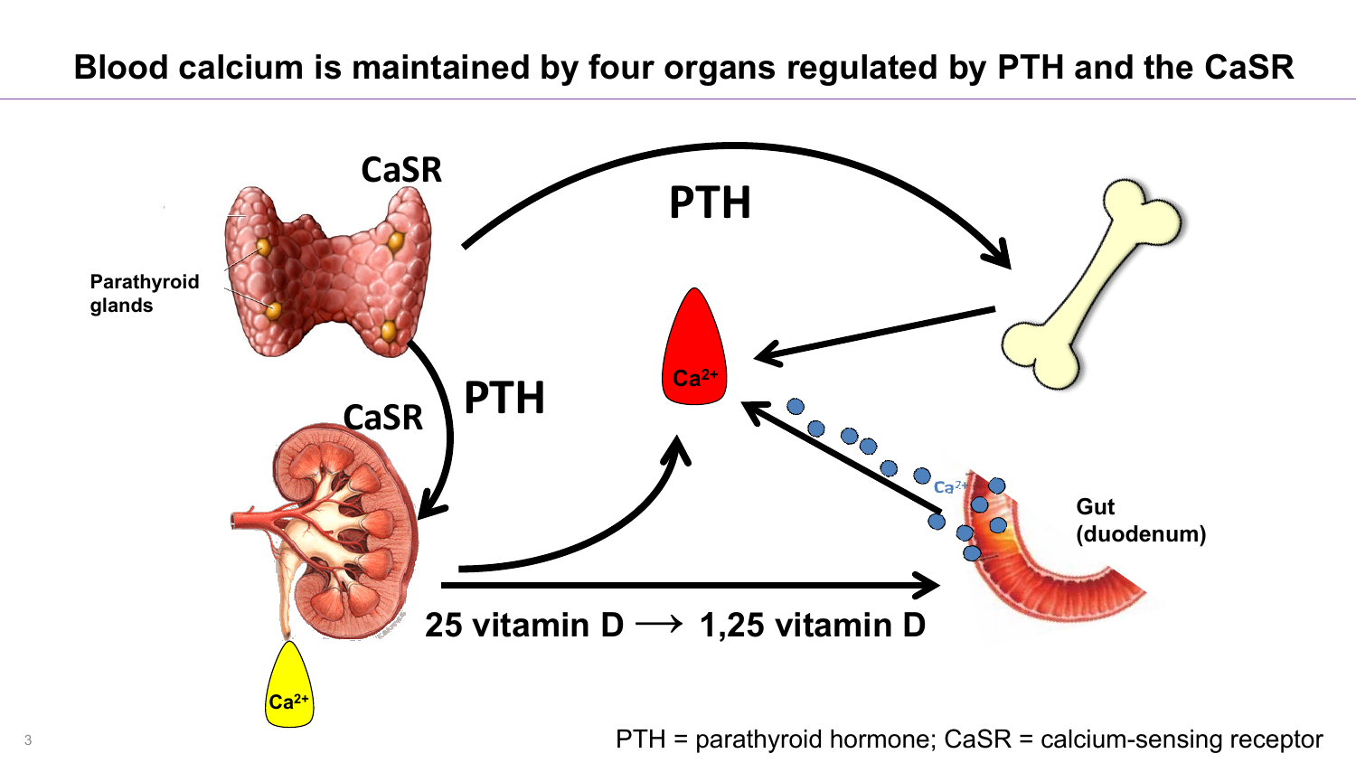# Blood calcium is maintained by four organs regulated by PTH and the CaSR

CaSR

PTH

Parathyroid glands

$Ca^{2+}$

CaSR

PTH

$Ca^{2+}$

$Ca^{2+}$

Gut (duodenum)

25 vitamin D ⟶ 1,25 vitamin D

$Ca^{2+}$

PTH = parathyroid hormone; CaSR = calcium-sensing receptor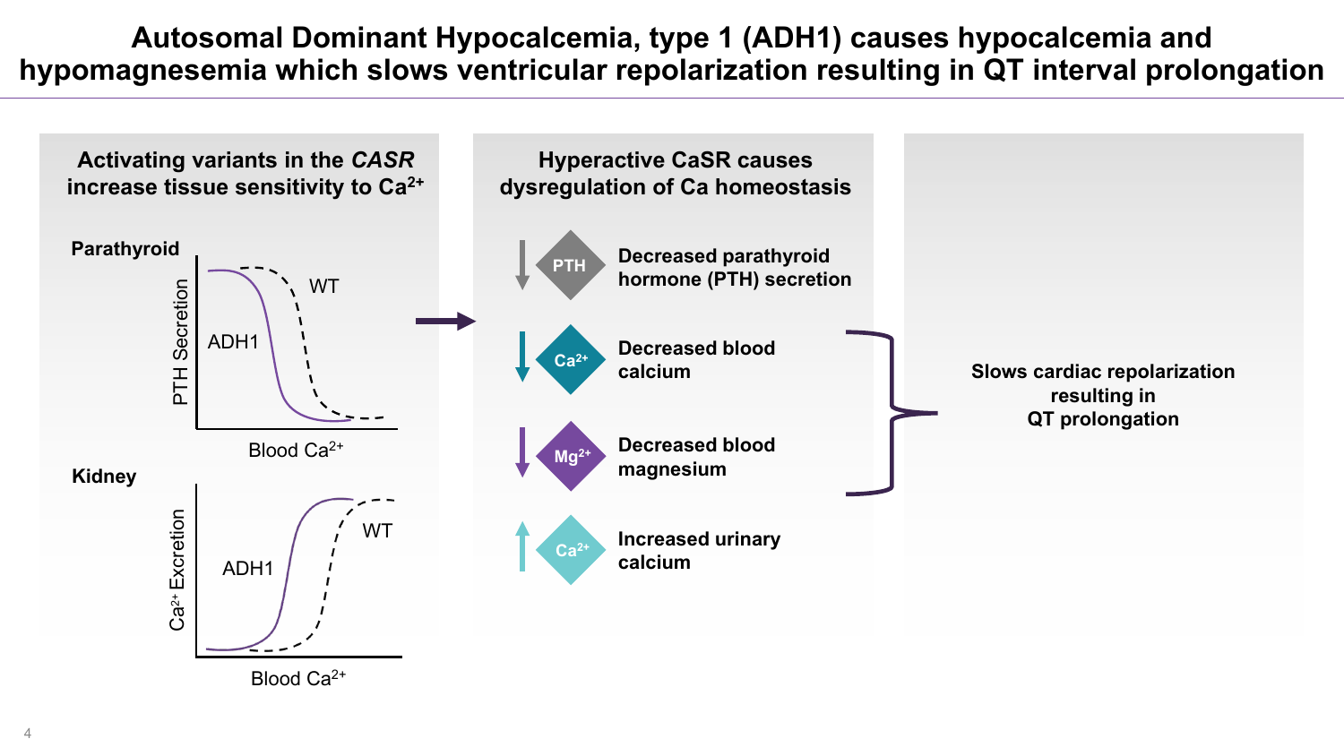# Autosomal Dominant Hypocalcemia, type 1 (ADH1) causes hypocalcemia and hypomagnesemia which slows ventricular repolarization resulting in QT interval prolongation

## Activating variants in the *CASR* increase tissue sensitivity to $Ca^{2+}$

**Parathyroid**

PTH Secretion

ADH1

WT

Blood $Ca^{2+}$

**Kidney**

$Ca^{2+}$ Excretion

ADH1

WT

Blood $Ca^{2+}$

## Hyperactive CaSR causes dysregulation of Ca homeostasis

- PTH — **Decreased parathyroid hormone (PTH) secretion**
- $Ca^{2+}$ — **Decreased blood calcium**
- $Mg^{2+}$ — **Decreased blood magnesium**
- $Ca^{2+}$ — **Increased urinary calcium**

**Slows cardiac repolarization resulting in QT prolongation**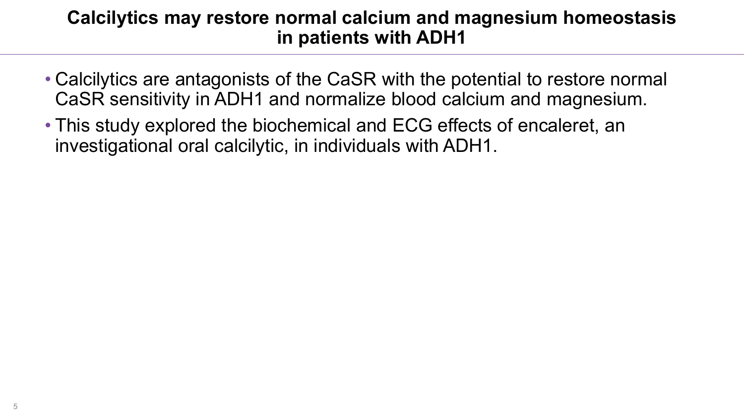# Calcilytics may restore normal calcium and magnesium homeostasis in patients with ADH1

- Calcilytics are antagonists of the CaSR with the potential to restore normal CaSR sensitivity in ADH1 and normalize blood calcium and magnesium.
- This study explored the biochemical and ECG effects of encaleret, an investigational oral calcilytic, in individuals with ADH1.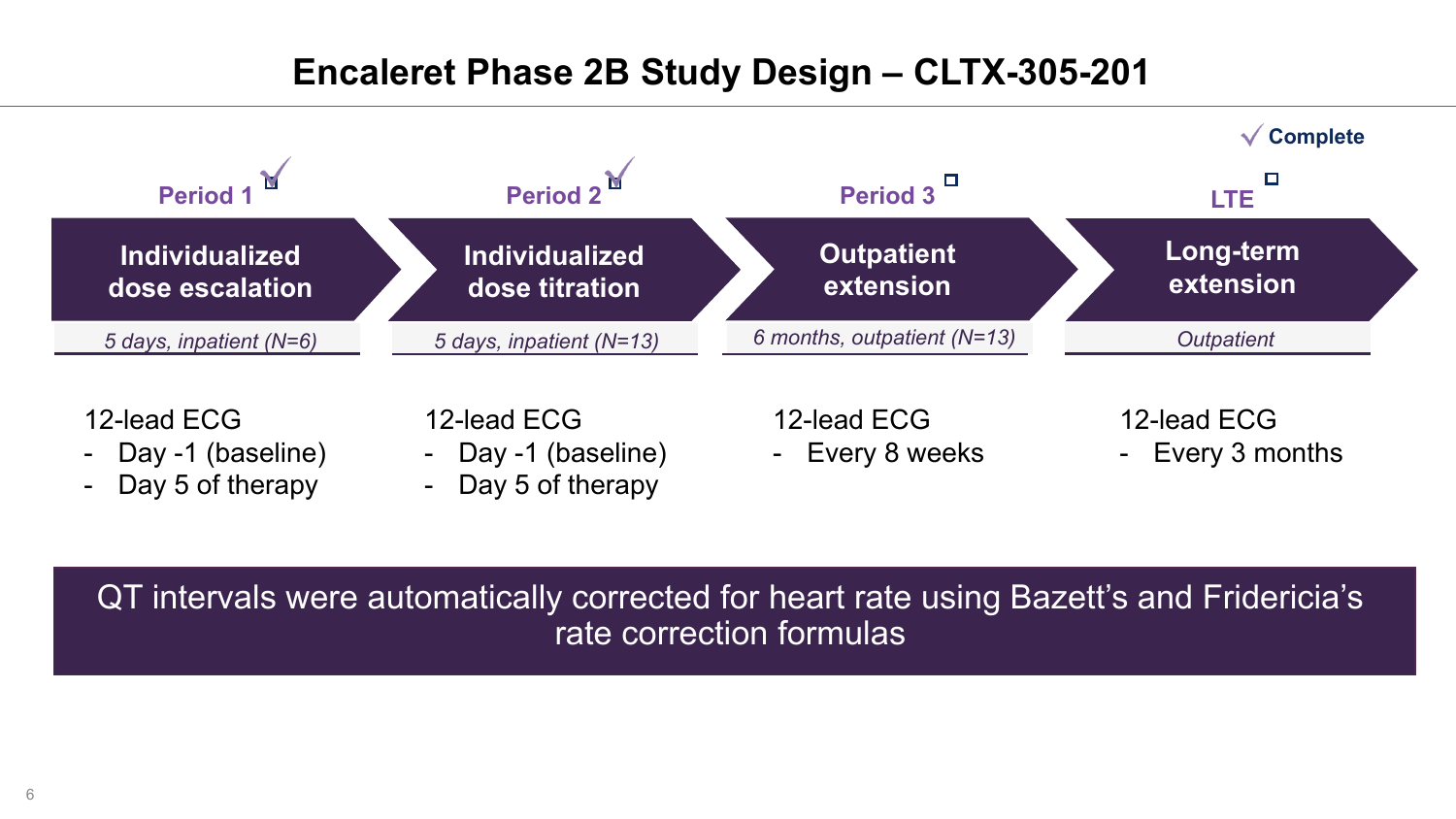# Encaleret Phase 2B Study Design – CLTX-305-201

✓ Complete

| Period 1 ✓ | Period 2 ✓ | Period 3 ☐ | LTE ☐ |
|---|---|---|---|
| **Individualized dose escalation** | **Individualized dose titration** | **Outpatient extension** | **Long-term extension** |
| *5 days, inpatient (N=6)* | *5 days, inpatient (N=13)* | *6 months, outpatient (N=13)* | *Outpatient* |

**Period 1**

12-lead ECG
- Day -1 (baseline)
- Day 5 of therapy

**Period 2**

12-lead ECG
- Day -1 (baseline)
- Day 5 of therapy

**Period 3**

12-lead ECG
- Every 8 weeks

**LTE**

12-lead ECG
- Every 3 months

QT intervals were automatically corrected for heart rate using Bazett's and Fridericia's rate correction formulas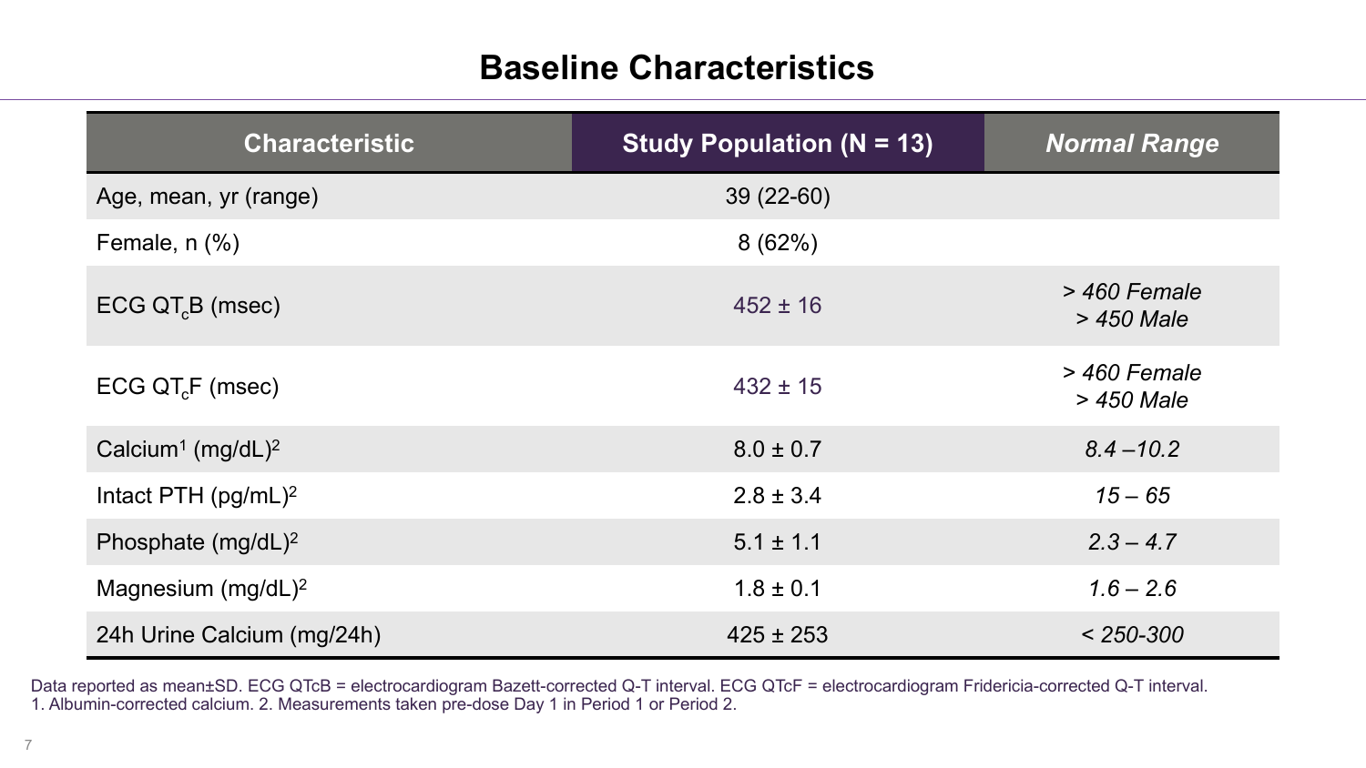# Baseline Characteristics

| Characteristic | Study Population (N = 13) | *Normal Range* |
|---|---|---|
| Age, mean, yr (range) | 39 (22-60) | |
| Female, n (%) | 8 (62%) | |
| ECG $QT_cB$ (msec) | 452 ± 16 | *> 460 Female*<br>*> 450 Male* |
| ECG $QT_cF$ (msec) | 432 ± 15 | *> 460 Female*<br>*> 450 Male* |
| Calcium[1] (mg/dL)[2] | 8.0 ± 0.7 | *8.4 –10.2* |
| Intact PTH (pg/mL)[2] | 2.8 ± 3.4 | *15 – 65* |
| Phosphate (mg/dL)[2] | 5.1 ± 1.1 | *2.3 – 4.7* |
| Magnesium (mg/dL)[2] | 1.8 ± 0.1 | *1.6 – 2.6* |
| 24h Urine Calcium (mg/24h) | 425 ± 253 | *< 250-300* |

Data reported as mean±SD. ECG QTcB = electrocardiogram Bazett-corrected Q-T interval. ECG QTcF = electrocardiogram Fridericia-corrected Q-T interval.
1. Albumin-corrected calcium. 2. Measurements taken pre-dose Day 1 in Period 1 or Period 2.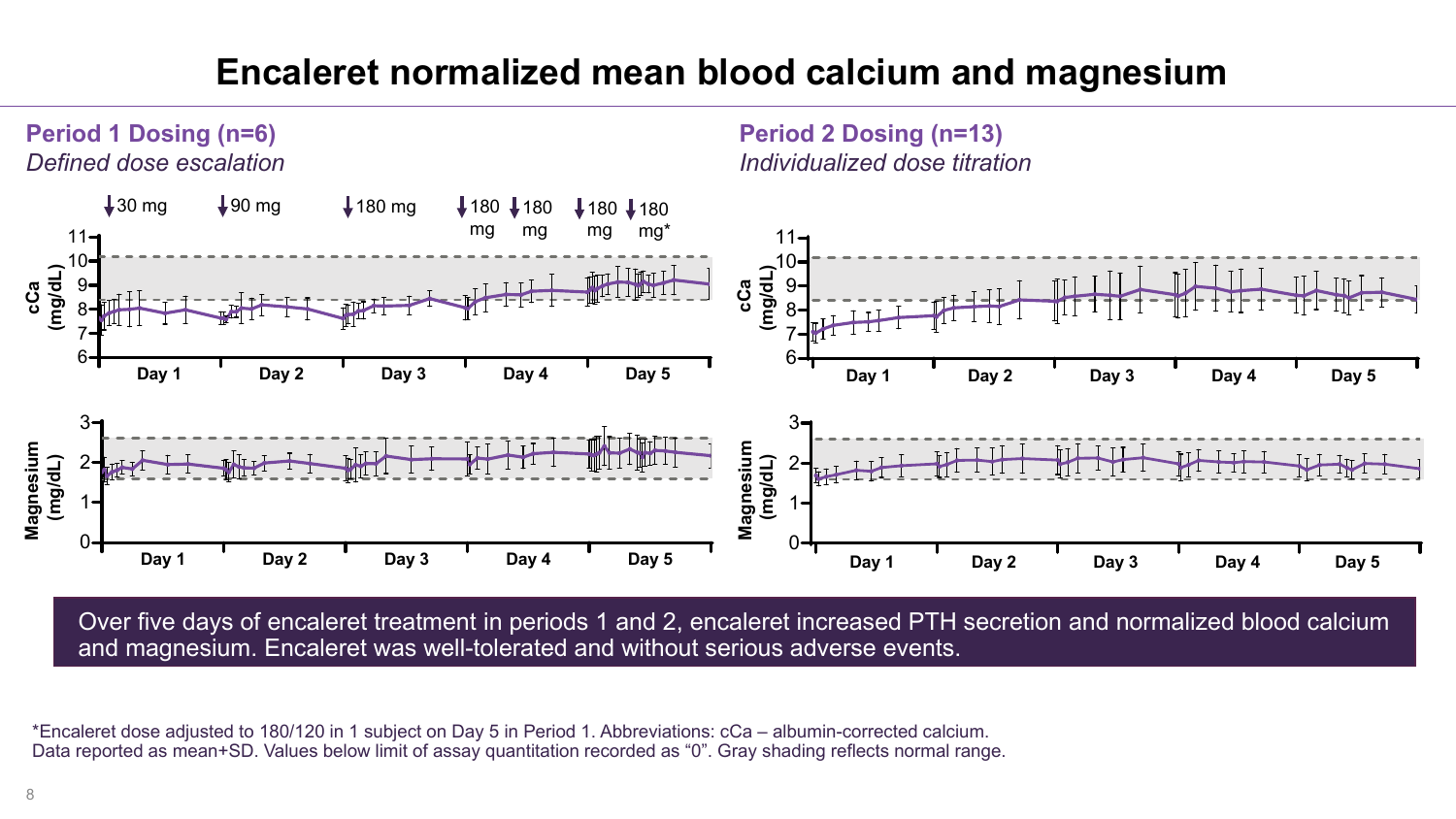# Encaleret normalized mean blood calcium and magnesium

**Period 1 Dosing (n=6)**

*Defined dose escalation*

30 mg | 90 mg | 180 mg | 180 mg | 180 mg | 180 mg | 180 mg*

**Period 2 Dosing (n=13)**

*Individualized dose titration*

Over five days of encaleret treatment in periods 1 and 2, encaleret increased PTH secretion and normalized blood calcium and magnesium. Encaleret was well-tolerated and without serious adverse events.

*Encaleret dose adjusted to 180/120 in 1 subject on Day 5 in Period 1. Abbreviations: cCa – albumin-corrected calcium. Data reported as mean+SD. Values below limit of assay quantitation recorded as "0". Gray shading reflects normal range.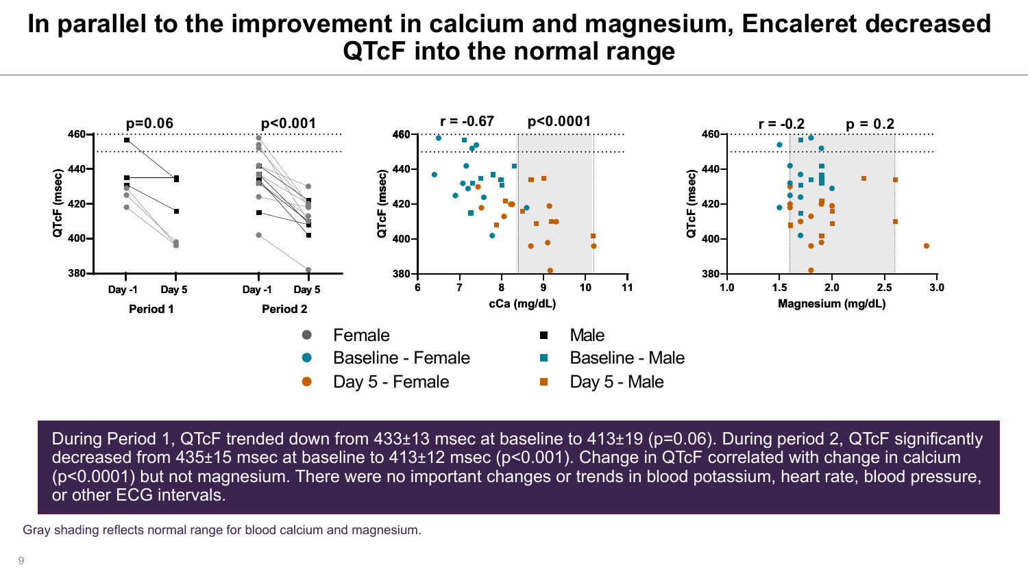# In parallel to the improvement in calcium and magnesium, Encaleret decreased QTcF into the normal range

p=0.06 | p<0.001

r = -0.67 | p<0.0001

r = -0.2 | p = 0.2

- Female
- Baseline - Female
- Day 5 - Female
- Male
- Baseline - Male
- Day 5 - Male

During Period 1, QTcF trended down from 433±13 msec at baseline to 413±19 (p=0.06). During period 2, QTcF significantly decreased from 435±15 msec at baseline to 413±12 msec (p<0.001). Change in QTcF correlated with change in calcium (p<0.0001) but not magnesium. There were no important changes or trends in blood potassium, heart rate, blood pressure, or other ECG intervals.

Gray shading reflects normal range for blood calcium and magnesium.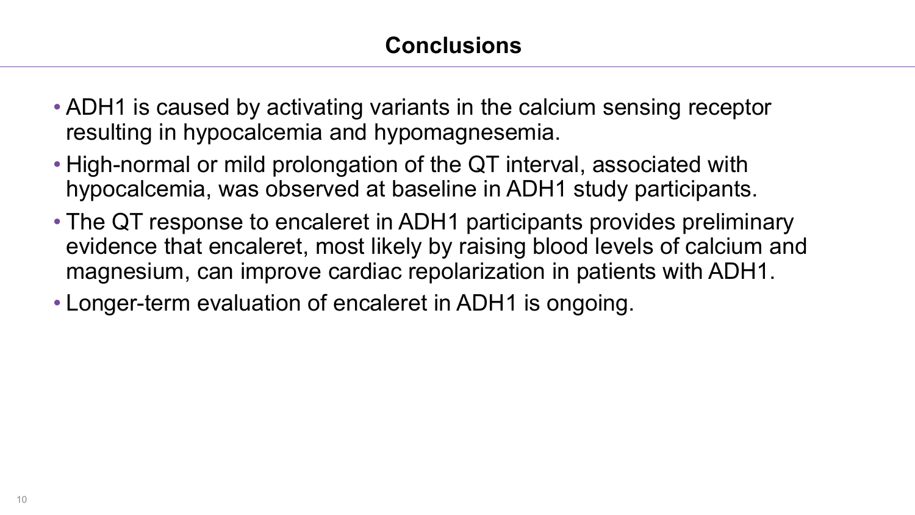# Conclusions

- ADH1 is caused by activating variants in the calcium sensing receptor resulting in hypocalcemia and hypomagnesemia.
- High-normal or mild prolongation of the QT interval, associated with hypocalcemia, was observed at baseline in ADH1 study participants.
- The QT response to encaleret in ADH1 participants provides preliminary evidence that encaleret, most likely by raising blood levels of calcium and magnesium, can improve cardiac repolarization in patients with ADH1.
- Longer-term evaluation of encaleret in ADH1 is ongoing.